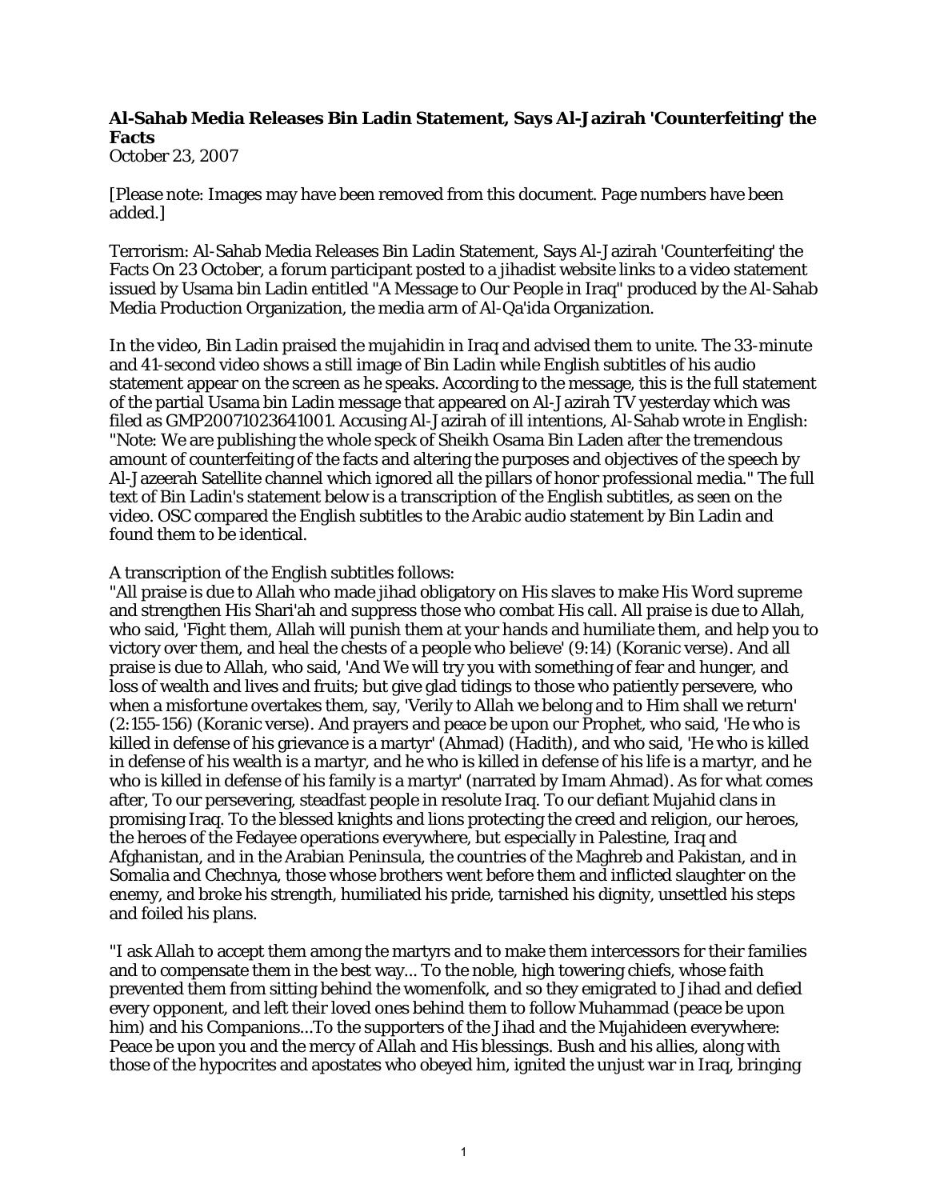**Al-Sahab Media Releases Bin Ladin Statement, Says Al-Jazirah 'Counterfeiting' the Facts**
October 23, 2007

[Please note: Images may have been removed from this document. Page numbers have been added.]

Terrorism: Al-Sahab Media Releases Bin Ladin Statement, Says Al-Jazirah 'Counterfeiting' the Facts On 23 October, a forum participant posted to a jihadist website links to a video statement issued by Usama bin Ladin entitled "A Message to Our People in Iraq" produced by the Al-Sahab Media Production Organization, the media arm of Al-Qa'ida Organization.

In the video, Bin Ladin praised the mujahidin in Iraq and advised them to unite. The 33-minute and 41-second video shows a still image of Bin Ladin while English subtitles of his audio statement appear on the screen as he speaks. According to the message, this is the full statement of the partial Usama bin Ladin message that appeared on Al-Jazirah TV yesterday which was filed as GMP20071023641001. Accusing Al-Jazirah of ill intentions, Al-Sahab wrote in English: "Note: We are publishing the whole speck of Sheikh Osama Bin Laden after the tremendous amount of counterfeiting of the facts and altering the purposes and objectives of the speech by Al-Jazeerah Satellite channel which ignored all the pillars of honor professional media." The full text of Bin Ladin's statement below is a transcription of the English subtitles, as seen on the video. OSC compared the English subtitles to the Arabic audio statement by Bin Ladin and found them to be identical.

A transcription of the English subtitles follows:
"All praise is due to Allah who made jihad obligatory on His slaves to make His Word supreme and strengthen His Shari'ah and suppress those who combat His call. All praise is due to Allah, who said, 'Fight them, Allah will punish them at your hands and humiliate them, and help you to victory over them, and heal the chests of a people who believe' (9:14) (Koranic verse). And all praise is due to Allah, who said, 'And We will try you with something of fear and hunger, and loss of wealth and lives and fruits; but give glad tidings to those who patiently persevere, who when a misfortune overtakes them, say, 'Verily to Allah we belong and to Him shall we return' (2:155-156) (Koranic verse). And prayers and peace be upon our Prophet, who said, 'He who is killed in defense of his grievance is a martyr' (Ahmad) (Hadith), and who said, 'He who is killed in defense of his wealth is a martyr, and he who is killed in defense of his life is a martyr, and he who is killed in defense of his family is a martyr' (narrated by Imam Ahmad). As for what comes after, To our persevering, steadfast people in resolute Iraq. To our defiant Mujahid clans in promising Iraq. To the blessed knights and lions protecting the creed and religion, our heroes, the heroes of the Fedayee operations everywhere, but especially in Palestine, Iraq and Afghanistan, and in the Arabian Peninsula, the countries of the Maghreb and Pakistan, and in Somalia and Chechnya, those whose brothers went before them and inflicted slaughter on the enemy, and broke his strength, humiliated his pride, tarnished his dignity, unsettled his steps and foiled his plans.

"I ask Allah to accept them among the martyrs and to make them intercessors for their families and to compensate them in the best way... To the noble, high towering chiefs, whose faith prevented them from sitting behind the womenfolk, and so they emigrated to Jihad and defied every opponent, and left their loved ones behind them to follow Muhammad (peace be upon him) and his Companions...To the supporters of the Jihad and the Mujahideen everywhere: Peace be upon you and the mercy of Allah and His blessings. Bush and his allies, along with those of the hypocrites and apostates who obeyed him, ignited the unjust war in Iraq, bringing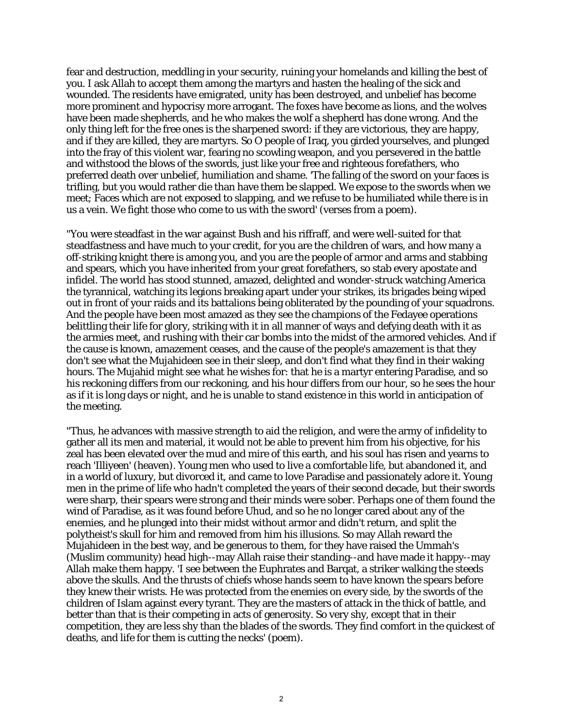fear and destruction, meddling in your security, ruining your homelands and killing the best of you. I ask Allah to accept them among the martyrs and hasten the healing of the sick and wounded. The residents have emigrated, unity has been destroyed, and unbelief has become more prominent and hypocrisy more arrogant. The foxes have become as lions, and the wolves have been made shepherds, and he who makes the wolf a shepherd has done wrong. And the only thing left for the free ones is the sharpened sword: if they are victorious, they are happy, and if they are killed, they are martyrs. So O people of Iraq, you girded yourselves, and plunged into the fray of this violent war, fearing no scowling weapon, and you persevered in the battle and withstood the blows of the swords, just like your free and righteous forefathers, who preferred death over unbelief, humiliation and shame. 'The falling of the sword on your faces is trifling, but you would rather die than have them be slapped. We expose to the swords when we meet; Faces which are not exposed to slapping, and we refuse to be humiliated while there is in us a vein. We fight those who come to us with the sword' (verses from a poem).

"You were steadfast in the war against Bush and his riffraff, and were well-suited for that steadfastness and have much to your credit, for you are the children of wars, and how many a off-striking knight there is among you, and you are the people of armor and arms and stabbing and spears, which you have inherited from your great forefathers, so stab every apostate and infidel. The world has stood stunned, amazed, delighted and wonder-struck watching America the tyrannical, watching its legions breaking apart under your strikes, its brigades being wiped out in front of your raids and its battalions being obliterated by the pounding of your squadrons. And the people have been most amazed as they see the champions of the Fedayee operations belittling their life for glory, striking with it in all manner of ways and defying death with it as the armies meet, and rushing with their car bombs into the midst of the armored vehicles. And if the cause is known, amazement ceases, and the cause of the people's amazement is that they don't see what the Mujahideen see in their sleep, and don't find what they find in their waking hours. The Mujahid might see what he wishes for: that he is a martyr entering Paradise, and so his reckoning differs from our reckoning, and his hour differs from our hour, so he sees the hour as if it is long days or night, and he is unable to stand existence in this world in anticipation of the meeting.

"Thus, he advances with massive strength to aid the religion, and were the army of infidelity to gather all its men and material, it would not be able to prevent him from his objective, for his zeal has been elevated over the mud and mire of this earth, and his soul has risen and yearns to reach 'Illiyeen' (heaven). Young men who used to live a comfortable life, but abandoned it, and in a world of luxury, but divorced it, and came to love Paradise and passionately adore it. Young men in the prime of life who hadn't completed the years of their second decade, but their swords were sharp, their spears were strong and their minds were sober. Perhaps one of them found the wind of Paradise, as it was found before Uhud, and so he no longer cared about any of the enemies, and he plunged into their midst without armor and didn't return, and split the polytheist's skull for him and removed from him his illusions. So may Allah reward the Mujahideen in the best way, and be generous to them, for they have raised the Ummah's (Muslim community) head high--may Allah raise their standing--and have made it happy--may Allah make them happy. 'I see between the Euphrates and Barqat, a striker walking the steeds above the skulls. And the thrusts of chiefs whose hands seem to have known the spears before they knew their wrists. He was protected from the enemies on every side, by the swords of the children of Islam against every tyrant. They are the masters of attack in the thick of battle, and better than that is their competing in acts of generosity. So very shy, except that in their competition, they are less shy than the blades of the swords. They find comfort in the quickest of deaths, and life for them is cutting the necks' (poem).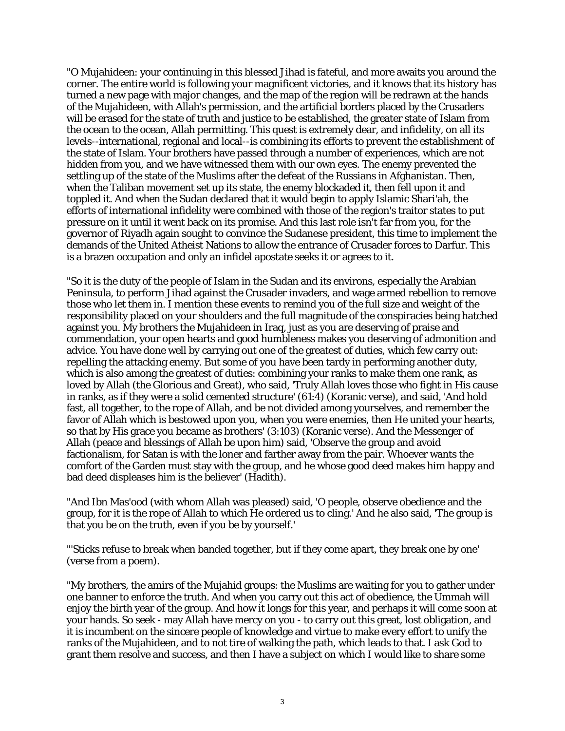"O Mujahideen: your continuing in this blessed Jihad is fateful, and more awaits you around the corner. The entire world is following your magnificent victories, and it knows that its history has turned a new page with major changes, and the map of the region will be redrawn at the hands of the Mujahideen, with Allah's permission, and the artificial borders placed by the Crusaders will be erased for the state of truth and justice to be established, the greater state of Islam from the ocean to the ocean, Allah permitting. This quest is extremely dear, and infidelity, on all its levels--international, regional and local--is combining its efforts to prevent the establishment of the state of Islam. Your brothers have passed through a number of experiences, which are not hidden from you, and we have witnessed them with our own eyes. The enemy prevented the settling up of the state of the Muslims after the defeat of the Russians in Afghanistan. Then, when the Taliban movement set up its state, the enemy blockaded it, then fell upon it and toppled it. And when the Sudan declared that it would begin to apply Islamic Shari'ah, the efforts of international infidelity were combined with those of the region's traitor states to put pressure on it until it went back on its promise. And this last role isn't far from you, for the governor of Riyadh again sought to convince the Sudanese president, this time to implement the demands of the United Atheist Nations to allow the entrance of Crusader forces to Darfur. This is a brazen occupation and only an infidel apostate seeks it or agrees to it.

"So it is the duty of the people of Islam in the Sudan and its environs, especially the Arabian Peninsula, to perform Jihad against the Crusader invaders, and wage armed rebellion to remove those who let them in. I mention these events to remind you of the full size and weight of the responsibility placed on your shoulders and the full magnitude of the conspiracies being hatched against you. My brothers the Mujahideen in Iraq, just as you are deserving of praise and commendation, your open hearts and good humbleness makes you deserving of admonition and advice. You have done well by carrying out one of the greatest of duties, which few carry out: repelling the attacking enemy. But some of you have been tardy in performing another duty, which is also among the greatest of duties: combining your ranks to make them one rank, as loved by Allah (the Glorious and Great), who said, 'Truly Allah loves those who fight in His cause in ranks, as if they were a solid cemented structure' (61:4) (Koranic verse), and said, 'And hold fast, all together, to the rope of Allah, and be not divided among yourselves, and remember the favor of Allah which is bestowed upon you, when you were enemies, then He united your hearts, so that by His grace you became as brothers' (3:103) (Koranic verse). And the Messenger of Allah (peace and blessings of Allah be upon him) said, 'Observe the group and avoid factionalism, for Satan is with the loner and farther away from the pair. Whoever wants the comfort of the Garden must stay with the group, and he whose good deed makes him happy and bad deed displeases him is the believer' (Hadith).

"And Ibn Mas'ood (with whom Allah was pleased) said, 'O people, observe obedience and the group, for it is the rope of Allah to which He ordered us to cling.' And he also said, 'The group is that you be on the truth, even if you be by yourself.'

"'Sticks refuse to break when banded together, but if they come apart, they break one by one' (verse from a poem).

"My brothers, the amirs of the Mujahid groups: the Muslims are waiting for you to gather under one banner to enforce the truth. And when you carry out this act of obedience, the Ummah will enjoy the birth year of the group. And how it longs for this year, and perhaps it will come soon at your hands. So seek - may Allah have mercy on you - to carry out this great, lost obligation, and it is incumbent on the sincere people of knowledge and virtue to make every effort to unify the ranks of the Mujahideen, and to not tire of walking the path, which leads to that. I ask God to grant them resolve and success, and then I have a subject on which I would like to share some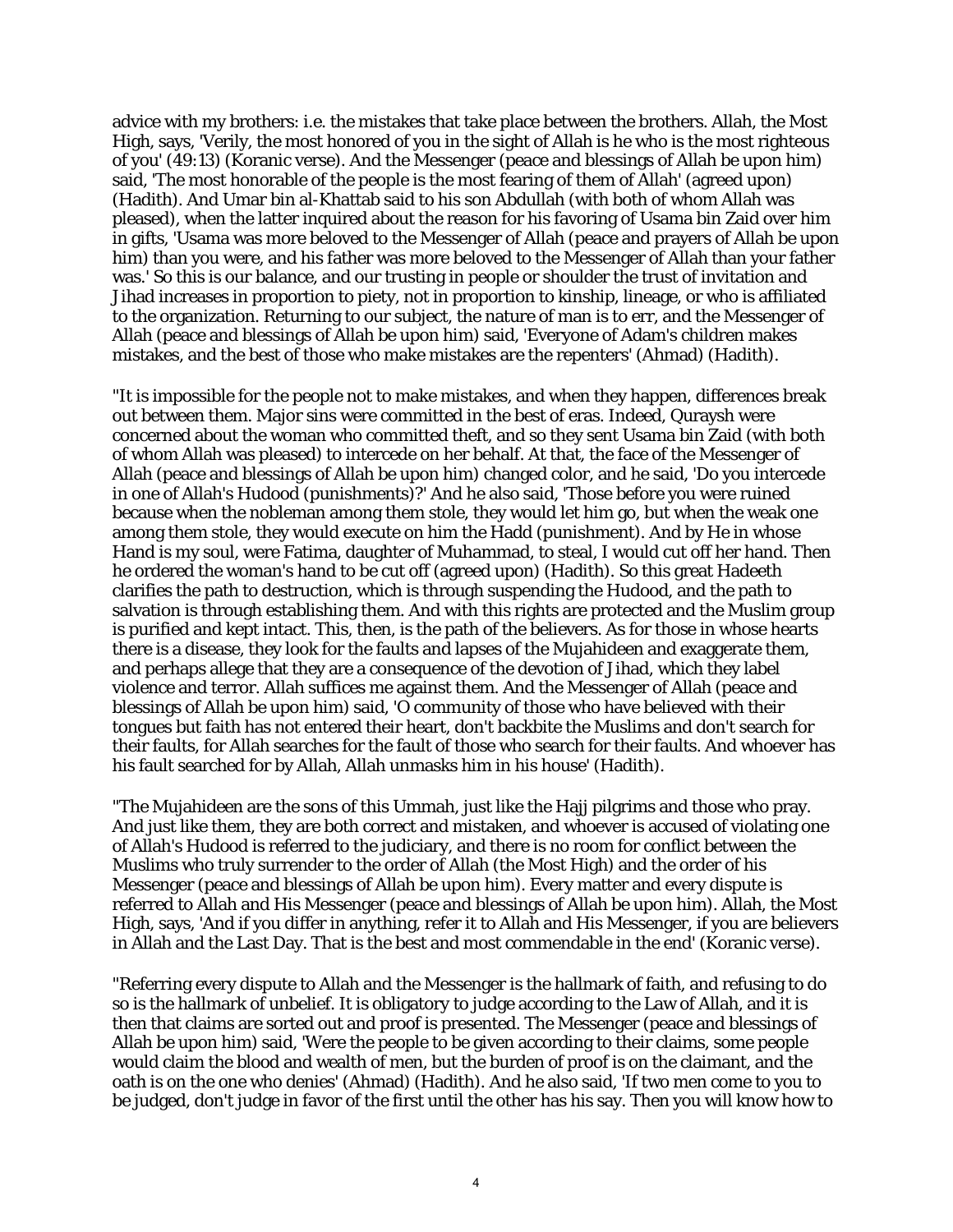advice with my brothers: i.e. the mistakes that take place between the brothers. Allah, the Most High, says, 'Verily, the most honored of you in the sight of Allah is he who is the most righteous of you' (49:13) (Koranic verse). And the Messenger (peace and blessings of Allah be upon him) said, 'The most honorable of the people is the most fearing of them of Allah' (agreed upon) (Hadith). And Umar bin al-Khattab said to his son Abdullah (with both of whom Allah was pleased), when the latter inquired about the reason for his favoring of Usama bin Zaid over him in gifts, 'Usama was more beloved to the Messenger of Allah (peace and prayers of Allah be upon him) than you were, and his father was more beloved to the Messenger of Allah than your father was.' So this is our balance, and our trusting in people or shoulder the trust of invitation and Jihad increases in proportion to piety, not in proportion to kinship, lineage, or who is affiliated to the organization. Returning to our subject, the nature of man is to err, and the Messenger of Allah (peace and blessings of Allah be upon him) said, 'Everyone of Adam's children makes mistakes, and the best of those who make mistakes are the repenters' (Ahmad) (Hadith).

"It is impossible for the people not to make mistakes, and when they happen, differences break out between them. Major sins were committed in the best of eras. Indeed, Quraysh were concerned about the woman who committed theft, and so they sent Usama bin Zaid (with both of whom Allah was pleased) to intercede on her behalf. At that, the face of the Messenger of Allah (peace and blessings of Allah be upon him) changed color, and he said, 'Do you intercede in one of Allah's Hudood (punishments)?' And he also said, 'Those before you were ruined because when the nobleman among them stole, they would let him go, but when the weak one among them stole, they would execute on him the Hadd (punishment). And by He in whose Hand is my soul, were Fatima, daughter of Muhammad, to steal, I would cut off her hand. Then he ordered the woman's hand to be cut off (agreed upon) (Hadith). So this great Hadeeth clarifies the path to destruction, which is through suspending the Hudood, and the path to salvation is through establishing them. And with this rights are protected and the Muslim group is purified and kept intact. This, then, is the path of the believers. As for those in whose hearts there is a disease, they look for the faults and lapses of the Mujahideen and exaggerate them, and perhaps allege that they are a consequence of the devotion of Jihad, which they label violence and terror. Allah suffices me against them. And the Messenger of Allah (peace and blessings of Allah be upon him) said, 'O community of those who have believed with their tongues but faith has not entered their heart, don't backbite the Muslims and don't search for their faults, for Allah searches for the fault of those who search for their faults. And whoever has his fault searched for by Allah, Allah unmasks him in his house' (Hadith).

"The Mujahideen are the sons of this Ummah, just like the Hajj pilgrims and those who pray. And just like them, they are both correct and mistaken, and whoever is accused of violating one of Allah's Hudood is referred to the judiciary, and there is no room for conflict between the Muslims who truly surrender to the order of Allah (the Most High) and the order of his Messenger (peace and blessings of Allah be upon him). Every matter and every dispute is referred to Allah and His Messenger (peace and blessings of Allah be upon him). Allah, the Most High, says, 'And if you differ in anything, refer it to Allah and His Messenger, if you are believers in Allah and the Last Day. That is the best and most commendable in the end' (Koranic verse).

"Referring every dispute to Allah and the Messenger is the hallmark of faith, and refusing to do so is the hallmark of unbelief. It is obligatory to judge according to the Law of Allah, and it is then that claims are sorted out and proof is presented. The Messenger (peace and blessings of Allah be upon him) said, 'Were the people to be given according to their claims, some people would claim the blood and wealth of men, but the burden of proof is on the claimant, and the oath is on the one who denies' (Ahmad) (Hadith). And he also said, 'If two men come to you to be judged, don't judge in favor of the first until the other has his say. Then you will know how to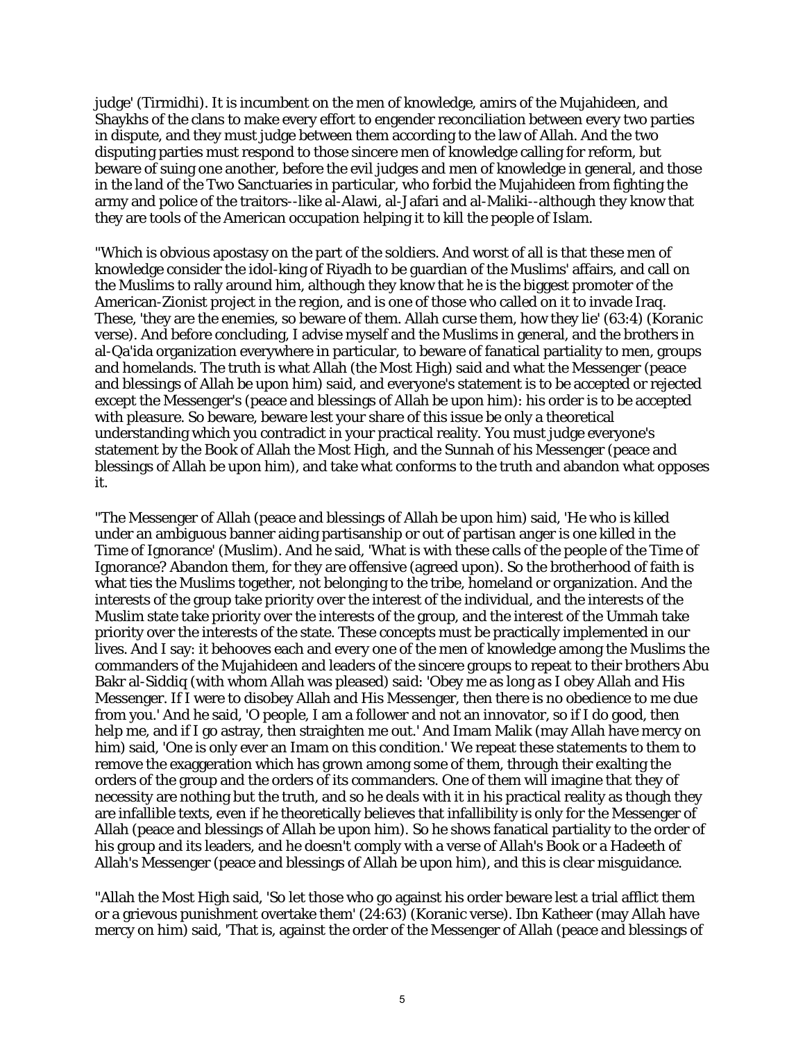judge' (Tirmidhi). It is incumbent on the men of knowledge, amirs of the Mujahideen, and Shaykhs of the clans to make every effort to engender reconciliation between every two parties in dispute, and they must judge between them according to the law of Allah. And the two disputing parties must respond to those sincere men of knowledge calling for reform, but beware of suing one another, before the evil judges and men of knowledge in general, and those in the land of the Two Sanctuaries in particular, who forbid the Mujahideen from fighting the army and police of the traitors--like al-Alawi, al-Jafari and al-Maliki--although they know that they are tools of the American occupation helping it to kill the people of Islam.

"Which is obvious apostasy on the part of the soldiers. And worst of all is that these men of knowledge consider the idol-king of Riyadh to be guardian of the Muslims' affairs, and call on the Muslims to rally around him, although they know that he is the biggest promoter of the American-Zionist project in the region, and is one of those who called on it to invade Iraq. These, 'they are the enemies, so beware of them. Allah curse them, how they lie' (63:4) (Koranic verse). And before concluding, I advise myself and the Muslims in general, and the brothers in al-Qa'ida organization everywhere in particular, to beware of fanatical partiality to men, groups and homelands. The truth is what Allah (the Most High) said and what the Messenger (peace and blessings of Allah be upon him) said, and everyone's statement is to be accepted or rejected except the Messenger's (peace and blessings of Allah be upon him): his order is to be accepted with pleasure. So beware, beware lest your share of this issue be only a theoretical understanding which you contradict in your practical reality. You must judge everyone's statement by the Book of Allah the Most High, and the Sunnah of his Messenger (peace and blessings of Allah be upon him), and take what conforms to the truth and abandon what opposes it.

"The Messenger of Allah (peace and blessings of Allah be upon him) said, 'He who is killed under an ambiguous banner aiding partisanship or out of partisan anger is one killed in the Time of Ignorance' (Muslim). And he said, 'What is with these calls of the people of the Time of Ignorance? Abandon them, for they are offensive (agreed upon). So the brotherhood of faith is what ties the Muslims together, not belonging to the tribe, homeland or organization. And the interests of the group take priority over the interest of the individual, and the interests of the Muslim state take priority over the interests of the group, and the interest of the Ummah take priority over the interests of the state. These concepts must be practically implemented in our lives. And I say: it behooves each and every one of the men of knowledge among the Muslims the commanders of the Mujahideen and leaders of the sincere groups to repeat to their brothers Abu Bakr al-Siddiq (with whom Allah was pleased) said: 'Obey me as long as I obey Allah and His Messenger. If I were to disobey Allah and His Messenger, then there is no obedience to me due from you.' And he said, 'O people, I am a follower and not an innovator, so if I do good, then help me, and if I go astray, then straighten me out.' And Imam Malik (may Allah have mercy on him) said, 'One is only ever an Imam on this condition.' We repeat these statements to them to remove the exaggeration which has grown among some of them, through their exalting the orders of the group and the orders of its commanders. One of them will imagine that they of necessity are nothing but the truth, and so he deals with it in his practical reality as though they are infallible texts, even if he theoretically believes that infallibility is only for the Messenger of Allah (peace and blessings of Allah be upon him). So he shows fanatical partiality to the order of his group and its leaders, and he doesn't comply with a verse of Allah's Book or a Hadeeth of Allah's Messenger (peace and blessings of Allah be upon him), and this is clear misguidance.

"Allah the Most High said, 'So let those who go against his order beware lest a trial afflict them or a grievous punishment overtake them' (24:63) (Koranic verse). Ibn Katheer (may Allah have mercy on him) said, 'That is, against the order of the Messenger of Allah (peace and blessings of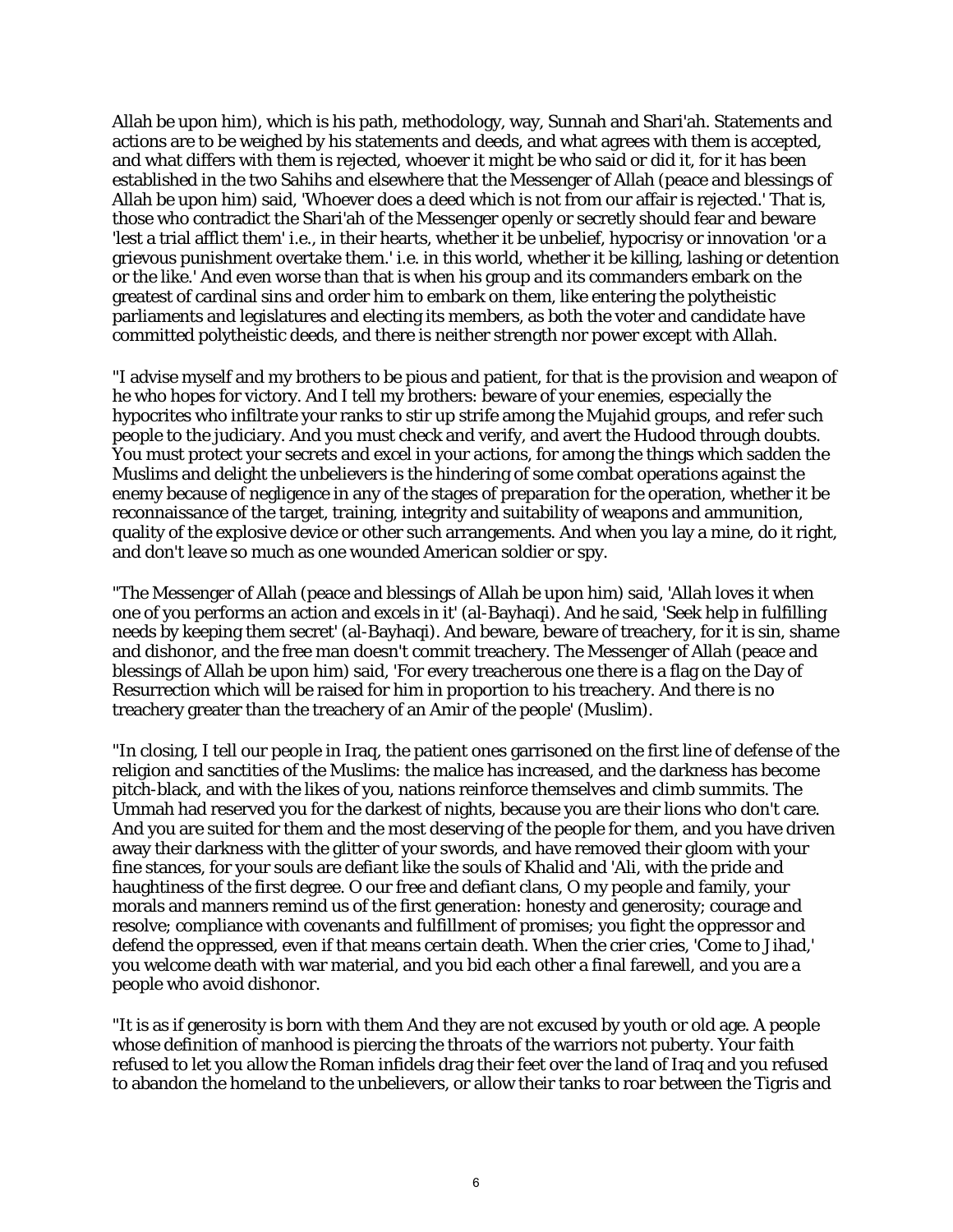Allah be upon him), which is his path, methodology, way, Sunnah and Shari'ah. Statements and actions are to be weighed by his statements and deeds, and what agrees with them is accepted, and what differs with them is rejected, whoever it might be who said or did it, for it has been established in the two Sahihs and elsewhere that the Messenger of Allah (peace and blessings of Allah be upon him) said, 'Whoever does a deed which is not from our affair is rejected.' That is, those who contradict the Shari'ah of the Messenger openly or secretly should fear and beware 'lest a trial afflict them' i.e., in their hearts, whether it be unbelief, hypocrisy or innovation 'or a grievous punishment overtake them.' i.e. in this world, whether it be killing, lashing or detention or the like.' And even worse than that is when his group and its commanders embark on the greatest of cardinal sins and order him to embark on them, like entering the polytheistic parliaments and legislatures and electing its members, as both the voter and candidate have committed polytheistic deeds, and there is neither strength nor power except with Allah.

"I advise myself and my brothers to be pious and patient, for that is the provision and weapon of he who hopes for victory. And I tell my brothers: beware of your enemies, especially the hypocrites who infiltrate your ranks to stir up strife among the Mujahid groups, and refer such people to the judiciary. And you must check and verify, and avert the Hudood through doubts. You must protect your secrets and excel in your actions, for among the things which sadden the Muslims and delight the unbelievers is the hindering of some combat operations against the enemy because of negligence in any of the stages of preparation for the operation, whether it be reconnaissance of the target, training, integrity and suitability of weapons and ammunition, quality of the explosive device or other such arrangements. And when you lay a mine, do it right, and don't leave so much as one wounded American soldier or spy.

"The Messenger of Allah (peace and blessings of Allah be upon him) said, 'Allah loves it when one of you performs an action and excels in it' (al-Bayhaqi). And he said, 'Seek help in fulfilling needs by keeping them secret' (al-Bayhaqi). And beware, beware of treachery, for it is sin, shame and dishonor, and the free man doesn't commit treachery. The Messenger of Allah (peace and blessings of Allah be upon him) said, 'For every treacherous one there is a flag on the Day of Resurrection which will be raised for him in proportion to his treachery. And there is no treachery greater than the treachery of an Amir of the people' (Muslim).

"In closing, I tell our people in Iraq, the patient ones garrisoned on the first line of defense of the religion and sanctities of the Muslims: the malice has increased, and the darkness has become pitch-black, and with the likes of you, nations reinforce themselves and climb summits. The Ummah had reserved you for the darkest of nights, because you are their lions who don't care. And you are suited for them and the most deserving of the people for them, and you have driven away their darkness with the glitter of your swords, and have removed their gloom with your fine stances, for your souls are defiant like the souls of Khalid and 'Ali, with the pride and haughtiness of the first degree. O our free and defiant clans, O my people and family, your morals and manners remind us of the first generation: honesty and generosity; courage and resolve; compliance with covenants and fulfillment of promises; you fight the oppressor and defend the oppressed, even if that means certain death. When the crier cries, 'Come to Jihad,' you welcome death with war material, and you bid each other a final farewell, and you are a people who avoid dishonor.

"It is as if generosity is born with them And they are not excused by youth or old age. A people whose definition of manhood is piercing the throats of the warriors not puberty. Your faith refused to let you allow the Roman infidels drag their feet over the land of Iraq and you refused to abandon the homeland to the unbelievers, or allow their tanks to roar between the Tigris and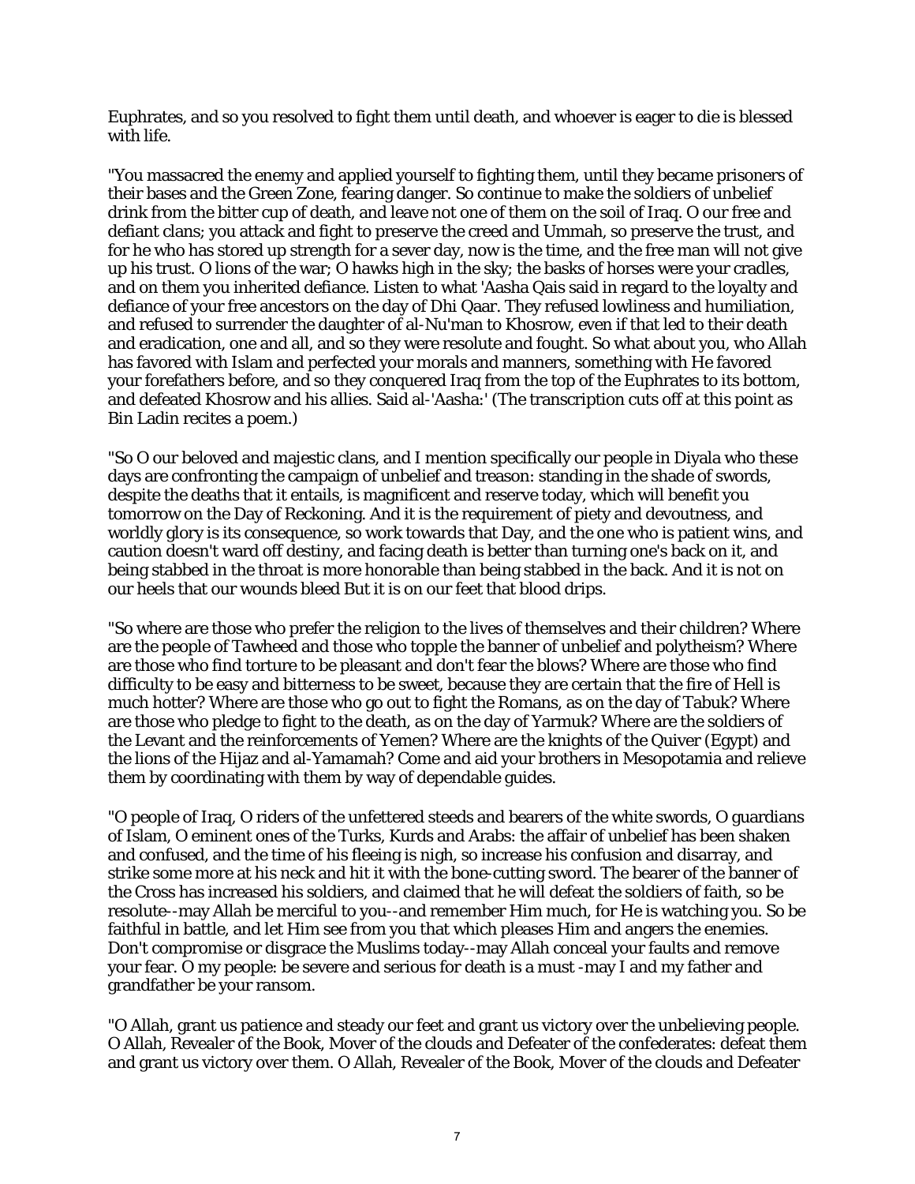Euphrates, and so you resolved to fight them until death, and whoever is eager to die is blessed with life.

"You massacred the enemy and applied yourself to fighting them, until they became prisoners of their bases and the Green Zone, fearing danger. So continue to make the soldiers of unbelief drink from the bitter cup of death, and leave not one of them on the soil of Iraq. O our free and defiant clans; you attack and fight to preserve the creed and Ummah, so preserve the trust, and for he who has stored up strength for a sever day, now is the time, and the free man will not give up his trust. O lions of the war; O hawks high in the sky; the basks of horses were your cradles, and on them you inherited defiance. Listen to what 'Aasha Qais said in regard to the loyalty and defiance of your free ancestors on the day of Dhi Qaar. They refused lowliness and humiliation, and refused to surrender the daughter of al-Nu'man to Khosrow, even if that led to their death and eradication, one and all, and so they were resolute and fought. So what about you, who Allah has favored with Islam and perfected your morals and manners, something with He favored your forefathers before, and so they conquered Iraq from the top of the Euphrates to its bottom, and defeated Khosrow and his allies. Said al-'Aasha:' (The transcription cuts off at this point as Bin Ladin recites a poem.)

"So O our beloved and majestic clans, and I mention specifically our people in Diyala who these days are confronting the campaign of unbelief and treason: standing in the shade of swords, despite the deaths that it entails, is magnificent and reserve today, which will benefit you tomorrow on the Day of Reckoning. And it is the requirement of piety and devoutness, and worldly glory is its consequence, so work towards that Day, and the one who is patient wins, and caution doesn't ward off destiny, and facing death is better than turning one's back on it, and being stabbed in the throat is more honorable than being stabbed in the back. And it is not on our heels that our wounds bleed But it is on our feet that blood drips.

"So where are those who prefer the religion to the lives of themselves and their children? Where are the people of Tawheed and those who topple the banner of unbelief and polytheism? Where are those who find torture to be pleasant and don't fear the blows? Where are those who find difficulty to be easy and bitterness to be sweet, because they are certain that the fire of Hell is much hotter? Where are those who go out to fight the Romans, as on the day of Tabuk? Where are those who pledge to fight to the death, as on the day of Yarmuk? Where are the soldiers of the Levant and the reinforcements of Yemen? Where are the knights of the Quiver (Egypt) and the lions of the Hijaz and al-Yamamah? Come and aid your brothers in Mesopotamia and relieve them by coordinating with them by way of dependable guides.

"O people of Iraq, O riders of the unfettered steeds and bearers of the white swords, O guardians of Islam, O eminent ones of the Turks, Kurds and Arabs: the affair of unbelief has been shaken and confused, and the time of his fleeing is nigh, so increase his confusion and disarray, and strike some more at his neck and hit it with the bone-cutting sword. The bearer of the banner of the Cross has increased his soldiers, and claimed that he will defeat the soldiers of faith, so be resolute--may Allah be merciful to you--and remember Him much, for He is watching you. So be faithful in battle, and let Him see from you that which pleases Him and angers the enemies. Don't compromise or disgrace the Muslims today--may Allah conceal your faults and remove your fear. O my people: be severe and serious for death is a must -may I and my father and grandfather be your ransom.

"O Allah, grant us patience and steady our feet and grant us victory over the unbelieving people. O Allah, Revealer of the Book, Mover of the clouds and Defeater of the confederates: defeat them and grant us victory over them. O Allah, Revealer of the Book, Mover of the clouds and Defeater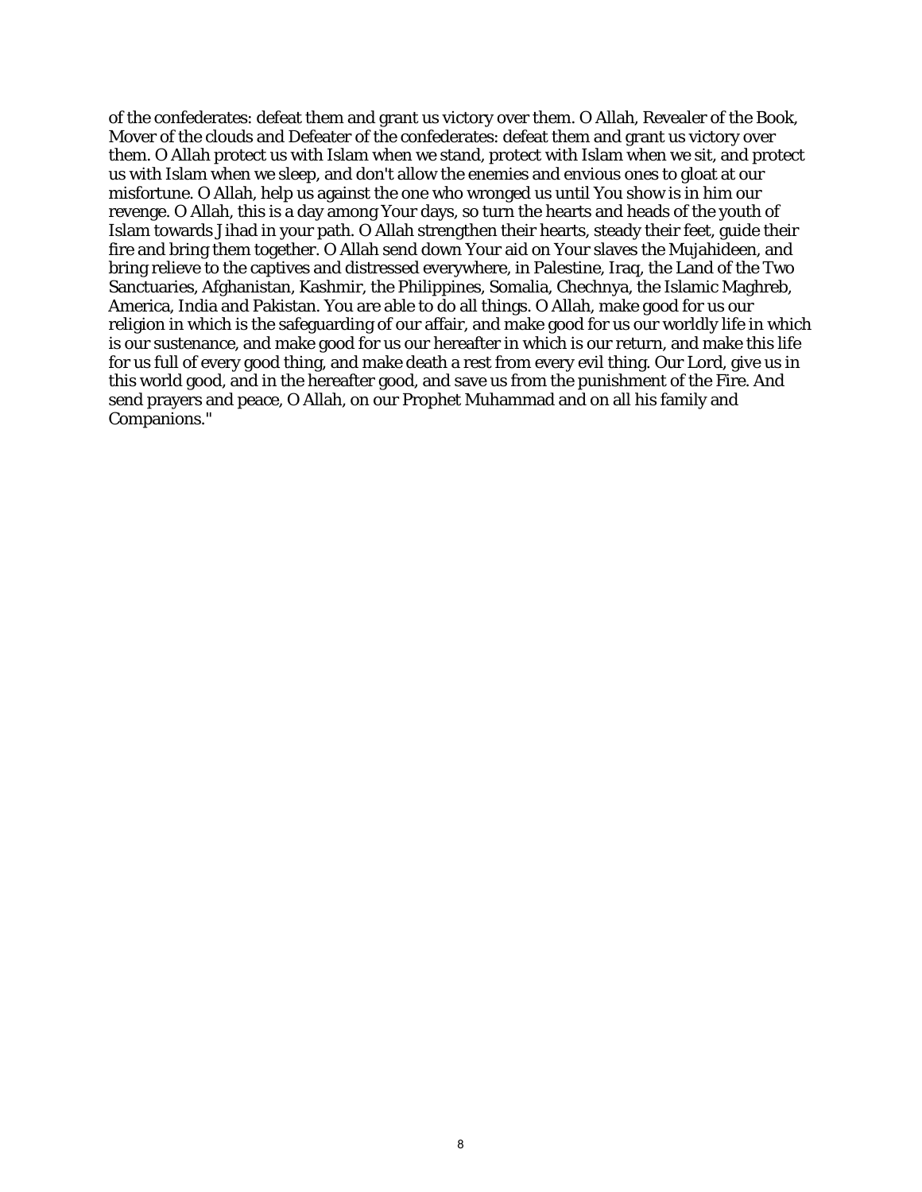of the confederates: defeat them and grant us victory over them. O Allah, Revealer of the Book, Mover of the clouds and Defeater of the confederates: defeat them and grant us victory over them. O Allah protect us with Islam when we stand, protect with Islam when we sit, and protect us with Islam when we sleep, and don't allow the enemies and envious ones to gloat at our misfortune. O Allah, help us against the one who wronged us until You show is in him our revenge. O Allah, this is a day among Your days, so turn the hearts and heads of the youth of Islam towards Jihad in your path. O Allah strengthen their hearts, steady their feet, guide their fire and bring them together. O Allah send down Your aid on Your slaves the Mujahideen, and bring relieve to the captives and distressed everywhere, in Palestine, Iraq, the Land of the Two Sanctuaries, Afghanistan, Kashmir, the Philippines, Somalia, Chechnya, the Islamic Maghreb, America, India and Pakistan. You are able to do all things. O Allah, make good for us our religion in which is the safeguarding of our affair, and make good for us our worldly life in which is our sustenance, and make good for us our hereafter in which is our return, and make this life for us full of every good thing, and make death a rest from every evil thing. Our Lord, give us in this world good, and in the hereafter good, and save us from the punishment of the Fire. And send prayers and peace, O Allah, on our Prophet Muhammad and on all his family and Companions."